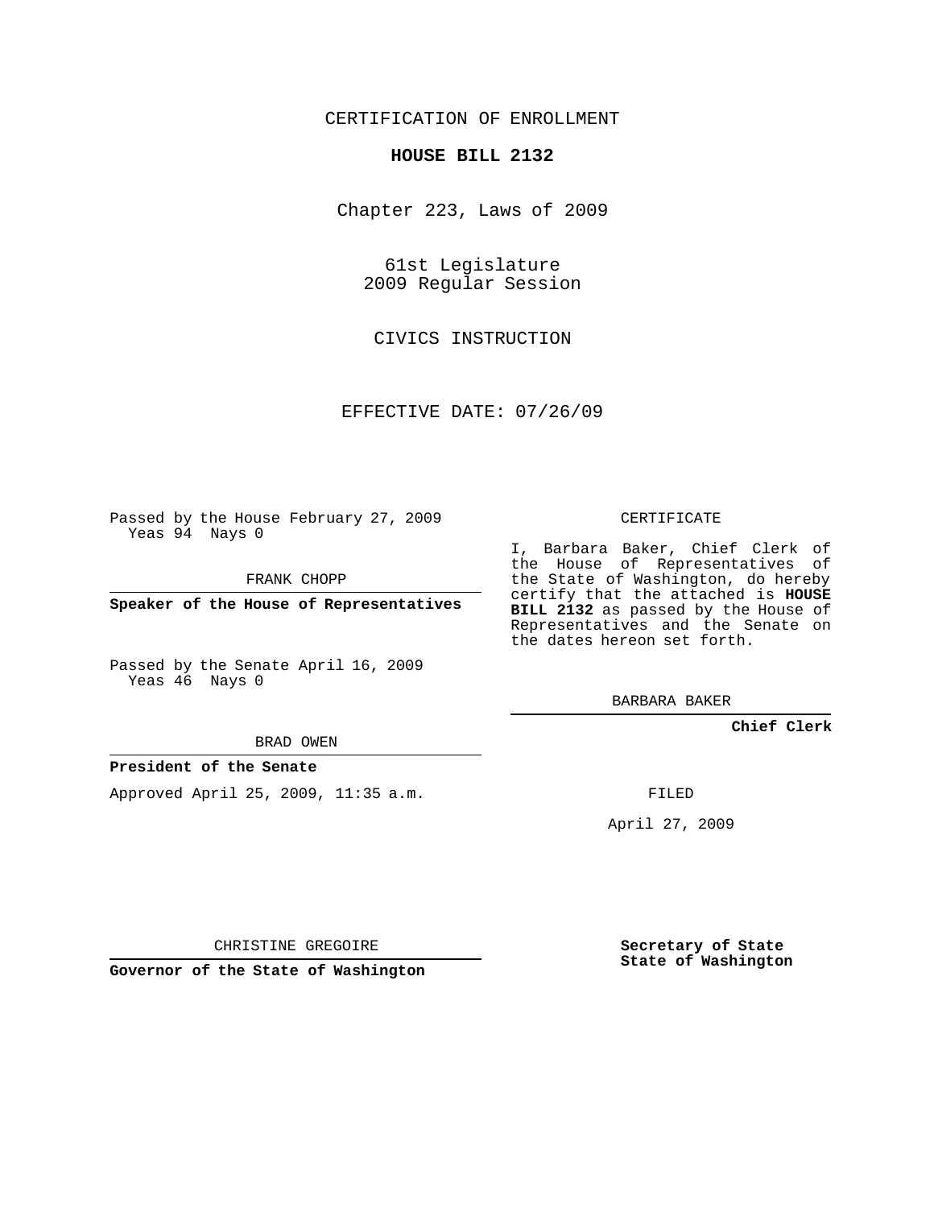CERTIFICATION OF ENROLLMENT

**HOUSE BILL 2132**

Chapter 223, Laws of 2009

61st Legislature
2009 Regular Session

CIVICS INSTRUCTION

EFFECTIVE DATE: 07/26/09

Passed by the House February 27, 2009
Yeas 94 Nays 0

FRANK CHOPP

**Speaker of the House of Representatives**

Passed by the Senate April 16, 2009
Yeas 46 Nays 0

BRAD OWEN

**President of the Senate**

Approved April 25, 2009, 11:35 a.m.

CHRISTINE GREGOIRE

**Governor of the State of Washington**

CERTIFICATE

I, Barbara Baker, Chief Clerk of the House of Representatives of the State of Washington, do hereby certify that the attached is **HOUSE BILL 2132** as passed by the House of Representatives and the Senate on the dates hereon set forth.

BARBARA BAKER

**Chief Clerk**

FILED

April 27, 2009

**Secretary of State**
**State of Washington**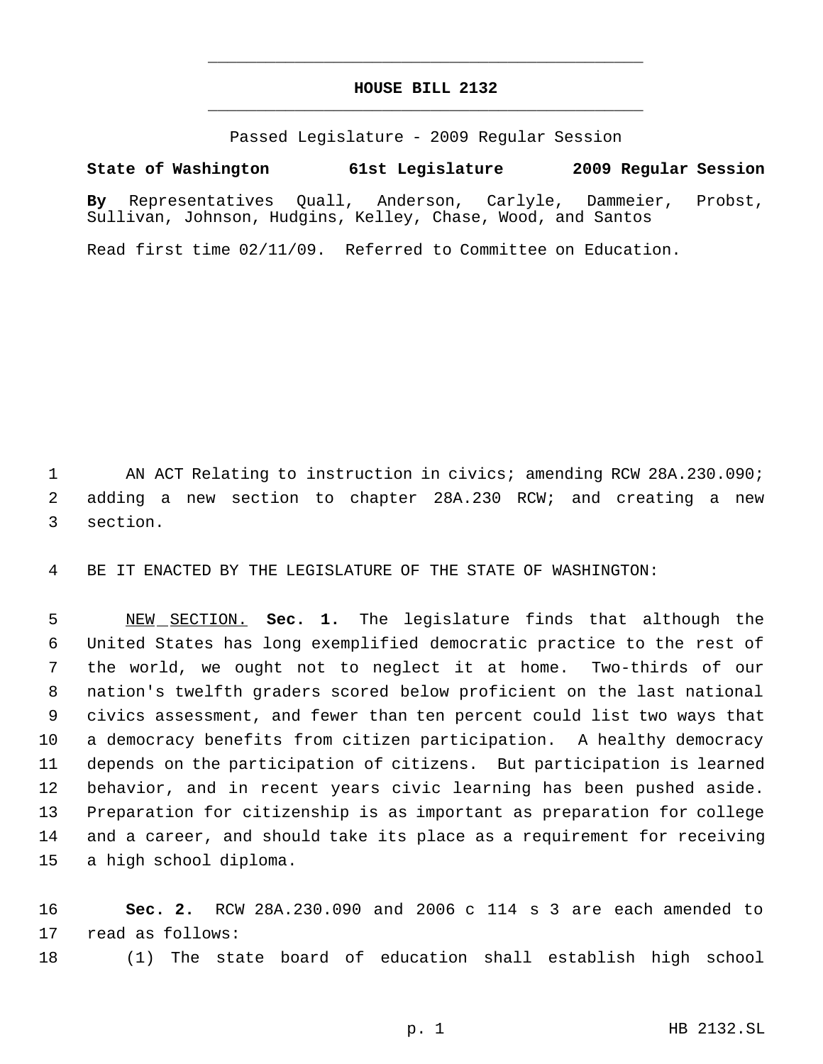# HOUSE BILL 2132

Passed Legislature - 2009 Regular Session

**State of Washington 61st Legislature 2009 Regular Session**

**By** Representatives Quall, Anderson, Carlyle, Dammeier, Probst, Sullivan, Johnson, Hudgins, Kelley, Chase, Wood, and Santos

Read first time 02/11/09. Referred to Committee on Education.

AN ACT Relating to instruction in civics; amending RCW 28A.230.090; adding a new section to chapter 28A.230 RCW; and creating a new section.

BE IT ENACTED BY THE LEGISLATURE OF THE STATE OF WASHINGTON:

NEW SECTION. **Sec. 1.** The legislature finds that although the United States has long exemplified democratic practice to the rest of the world, we ought not to neglect it at home. Two-thirds of our nation's twelfth graders scored below proficient on the last national civics assessment, and fewer than ten percent could list two ways that a democracy benefits from citizen participation. A healthy democracy depends on the participation of citizens. But participation is learned behavior, and in recent years civic learning has been pushed aside. Preparation for citizenship is as important as preparation for college and a career, and should take its place as a requirement for receiving a high school diploma.

**Sec. 2.** RCW 28A.230.090 and 2006 c 114 s 3 are each amended to read as follows:

(1) The state board of education shall establish high school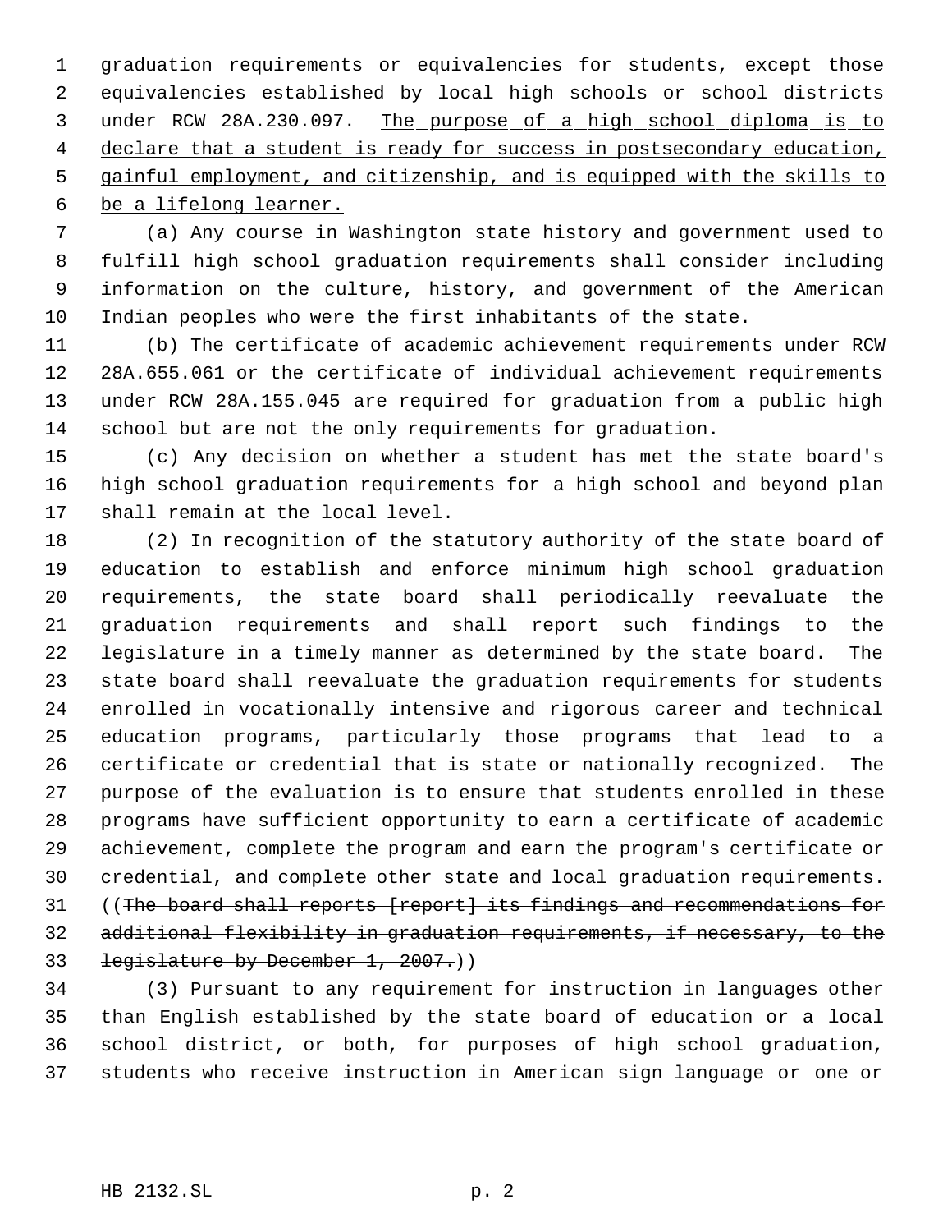graduation requirements or equivalencies for students, except those equivalencies established by local high schools or school districts under RCW 28A.230.097. <u>The purpose of a high school diploma is to declare that a student is ready for success in postsecondary education, gainful employment, and citizenship, and is equipped with the skills to be a lifelong learner.</u>

(a) Any course in Washington state history and government used to fulfill high school graduation requirements shall consider including information on the culture, history, and government of the American Indian peoples who were the first inhabitants of the state.

(b) The certificate of academic achievement requirements under RCW 28A.655.061 or the certificate of individual achievement requirements under RCW 28A.155.045 are required for graduation from a public high school but are not the only requirements for graduation.

(c) Any decision on whether a student has met the state board's high school graduation requirements for a high school and beyond plan shall remain at the local level.

(2) In recognition of the statutory authority of the state board of education to establish and enforce minimum high school graduation requirements, the state board shall periodically reevaluate the graduation requirements and shall report such findings to the legislature in a timely manner as determined by the state board. The state board shall reevaluate the graduation requirements for students enrolled in vocationally intensive and rigorous career and technical education programs, particularly those programs that lead to a certificate or credential that is state or nationally recognized. The purpose of the evaluation is to ensure that students enrolled in these programs have sufficient opportunity to earn a certificate of academic achievement, complete the program and earn the program's certificate or credential, and complete other state and local graduation requirements. ((~~The board shall reports [report] its findings and recommendations for additional flexibility in graduation requirements, if necessary, to the legislature by December 1, 2007.~~))

(3) Pursuant to any requirement for instruction in languages other than English established by the state board of education or a local school district, or both, for purposes of high school graduation, students who receive instruction in American sign language or one or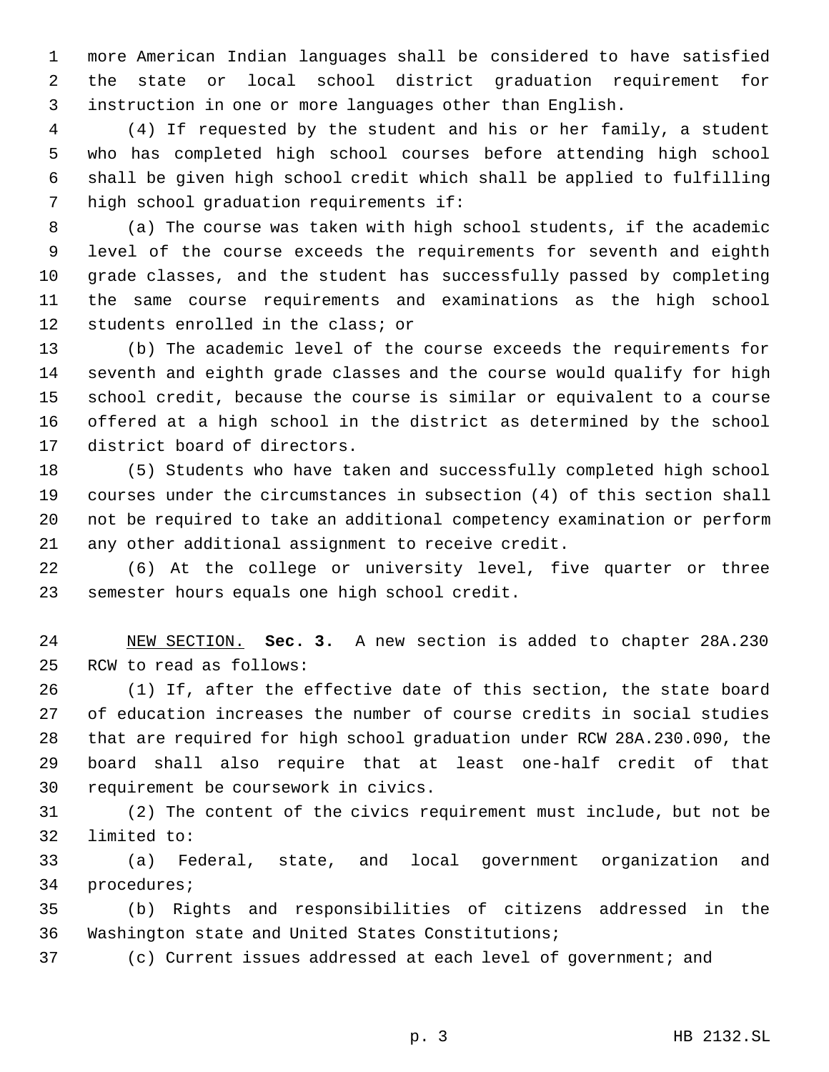more American Indian languages shall be considered to have satisfied the state or local school district graduation requirement for instruction in one or more languages other than English.

(4) If requested by the student and his or her family, a student who has completed high school courses before attending high school shall be given high school credit which shall be applied to fulfilling high school graduation requirements if:

(a) The course was taken with high school students, if the academic level of the course exceeds the requirements for seventh and eighth grade classes, and the student has successfully passed by completing the same course requirements and examinations as the high school students enrolled in the class; or

(b) The academic level of the course exceeds the requirements for seventh and eighth grade classes and the course would qualify for high school credit, because the course is similar or equivalent to a course offered at a high school in the district as determined by the school district board of directors.

(5) Students who have taken and successfully completed high school courses under the circumstances in subsection (4) of this section shall not be required to take an additional competency examination or perform any other additional assignment to receive credit.

(6) At the college or university level, five quarter or three semester hours equals one high school credit.

NEW SECTION. **Sec. 3.** A new section is added to chapter 28A.230 RCW to read as follows:

(1) If, after the effective date of this section, the state board of education increases the number of course credits in social studies that are required for high school graduation under RCW 28A.230.090, the board shall also require that at least one-half credit of that requirement be coursework in civics.

(2) The content of the civics requirement must include, but not be limited to:

(a) Federal, state, and local government organization and procedures;

(b) Rights and responsibilities of citizens addressed in the Washington state and United States Constitutions;

(c) Current issues addressed at each level of government; and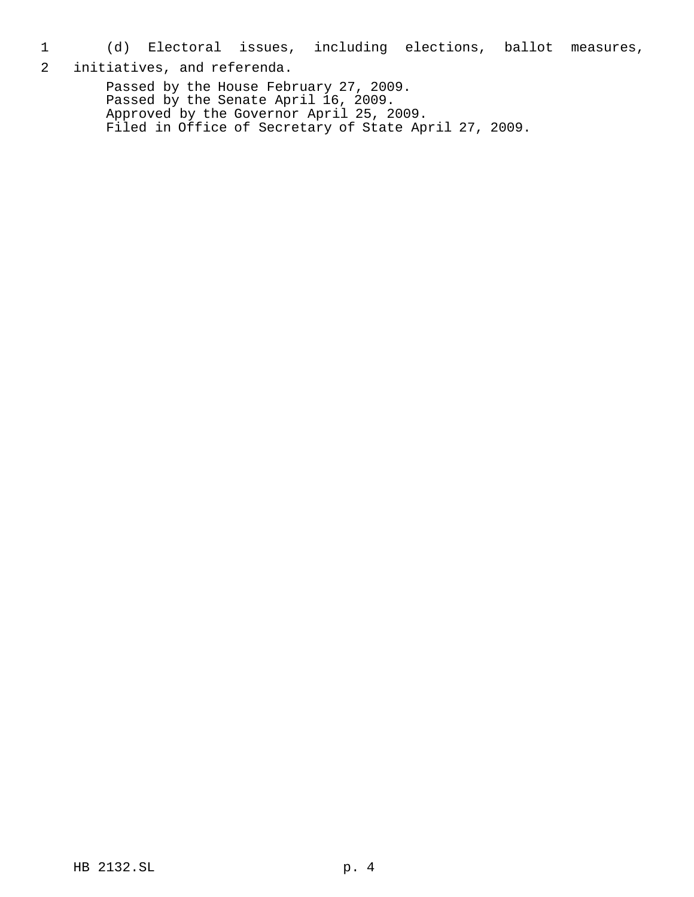(d) Electoral issues, including elections, ballot measures, initiatives, and referenda.

Passed by the House February 27, 2009.
Passed by the Senate April 16, 2009.
Approved by the Governor April 25, 2009.
Filed in Office of Secretary of State April 27, 2009.